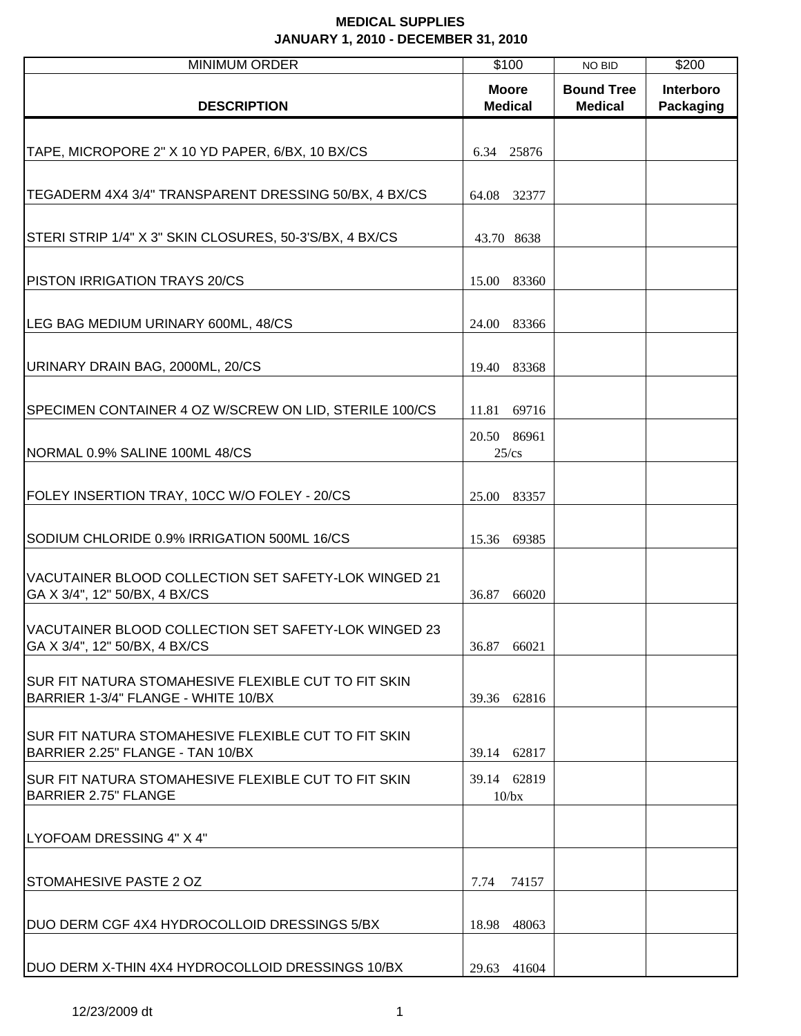**MEDICAL SUPPLIES**
**JANUARY 1, 2010 - DECEMBER 31, 2010**

| MINIMUM ORDER | $100 | NO BID | $200 |
|---|---|---|---|
| **DESCRIPTION** | **Moore Medical** | **Bound Tree Medical** | **Interboro Packaging** |
| TAPE, MICROPORE 2" X 10 YD PAPER, 6/BX, 10 BX/CS | 6.34 25876 | | |
| TEGADERM 4X4 3/4" TRANSPARENT DRESSING 50/BX, 4 BX/CS | 64.08 32377 | | |
| STERI STRIP 1/4" X 3" SKIN CLOSURES, 50-3'S/BX, 4 BX/CS | 43.70 8638 | | |
| PISTON IRRIGATION TRAYS 20/CS | 15.00 83360 | | |
| LEG BAG MEDIUM URINARY 600ML, 48/CS | 24.00 83366 | | |
| URINARY DRAIN BAG, 2000ML, 20/CS | 19.40 83368 | | |
| SPECIMEN CONTAINER 4 OZ W/SCREW ON LID, STERILE 100/CS | 11.81 69716 | | |
| NORMAL 0.9% SALINE 100ML 48/CS | 20.50 86961 25/cs | | |
| FOLEY INSERTION TRAY, 10CC W/O FOLEY - 20/CS | 25.00 83357 | | |
| SODIUM CHLORIDE 0.9% IRRIGATION 500ML 16/CS | 15.36 69385 | | |
| VACUTAINER BLOOD COLLECTION SET SAFETY-LOK WINGED 21 GA X 3/4", 12" 50/BX, 4 BX/CS | 36.87 66020 | | |
| VACUTAINER BLOOD COLLECTION SET SAFETY-LOK WINGED 23 GA X 3/4", 12" 50/BX, 4 BX/CS | 36.87 66021 | | |
| SUR FIT NATURA STOMAHESIVE FLEXIBLE CUT TO FIT SKIN BARRIER 1-3/4" FLANGE - WHITE 10/BX | 39.36 62816 | | |
| SUR FIT NATURA STOMAHESIVE FLEXIBLE CUT TO FIT SKIN BARRIER 2.25" FLANGE - TAN 10/BX | 39.14 62817 | | |
| SUR FIT NATURA STOMAHESIVE FLEXIBLE CUT TO FIT SKIN BARRIER 2.75" FLANGE | 39.14 62819 10/bx | | |
| LYOFOAM DRESSING 4" X 4" | | | |
| STOMAHESIVE PASTE 2 OZ | 7.74 74157 | | |
| DUO DERM CGF 4X4 HYDROCOLLOID DRESSINGS 5/BX | 18.98 48063 | | |
| DUO DERM X-THIN 4X4 HYDROCOLLOID DRESSINGS 10/BX | 29.63 41604 | | |

12/23/2009 dt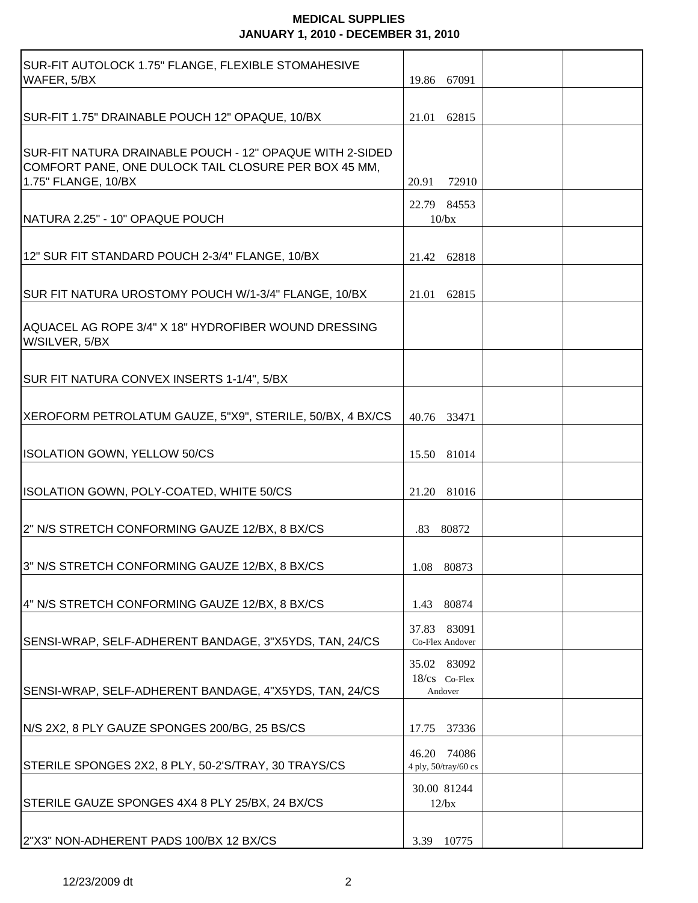**MEDICAL SUPPLIES**
**JANUARY 1, 2010 - DECEMBER 31, 2010**

| | | | |
|---|---|---|---|
| SUR-FIT AUTOLOCK 1.75" FLANGE, FLEXIBLE STOMAHESIVE WAFER, 5/BX | 19.86 67091 | | |
| SUR-FIT 1.75" DRAINABLE POUCH 12" OPAQUE, 10/BX | 21.01 62815 | | |
| SUR-FIT NATURA DRAINABLE POUCH - 12" OPAQUE WITH 2-SIDED COMFORT PANE, ONE DULOCK TAIL CLOSURE PER BOX 45 MM, 1.75" FLANGE, 10/BX | 20.91 72910 | | |
| NATURA 2.25" - 10" OPAQUE POUCH | 22.79 84553 10/bx | | |
| 12" SUR FIT STANDARD POUCH 2-3/4" FLANGE, 10/BX | 21.42 62818 | | |
| SUR FIT NATURA UROSTOMY POUCH W/1-3/4" FLANGE, 10/BX | 21.01 62815 | | |
| AQUACEL AG ROPE 3/4" X 18" HYDROFIBER WOUND DRESSING W/SILVER, 5/BX | | | |
| SUR FIT NATURA CONVEX INSERTS 1-1/4", 5/BX | | | |
| XEROFORM PETROLATUM GAUZE, 5"X9", STERILE, 50/BX, 4 BX/CS | 40.76 33471 | | |
| ISOLATION GOWN, YELLOW 50/CS | 15.50 81014 | | |
| ISOLATION GOWN, POLY-COATED, WHITE 50/CS | 21.20 81016 | | |
| 2" N/S STRETCH CONFORMING GAUZE 12/BX, 8 BX/CS | .83 80872 | | |
| 3" N/S STRETCH CONFORMING GAUZE 12/BX, 8 BX/CS | 1.08 80873 | | |
| 4" N/S STRETCH CONFORMING GAUZE 12/BX, 8 BX/CS | 1.43 80874 | | |
| SENSI-WRAP, SELF-ADHERENT BANDAGE, 3"X5YDS, TAN, 24/CS | 37.83 83091 Co-Flex Andover | | |
| SENSI-WRAP, SELF-ADHERENT BANDAGE, 4"X5YDS, TAN, 24/CS | 35.02 83092 18/cs Co-Flex Andover | | |
| N/S 2X2, 8 PLY GAUZE SPONGES 200/BG, 25 BS/CS | 17.75 37336 | | |
| STERILE SPONGES 2X2, 8 PLY, 50-2'S/TRAY, 30 TRAYS/CS | 46.20 74086 4 ply, 50/tray/60 cs | | |
| STERILE GAUZE SPONGES 4X4 8 PLY 25/BX, 24 BX/CS | 30.00 81244 12/bx | | |
| 2"X3" NON-ADHERENT PADS 100/BX 12 BX/CS | 3.39 10775 | | |

12/23/2009 dt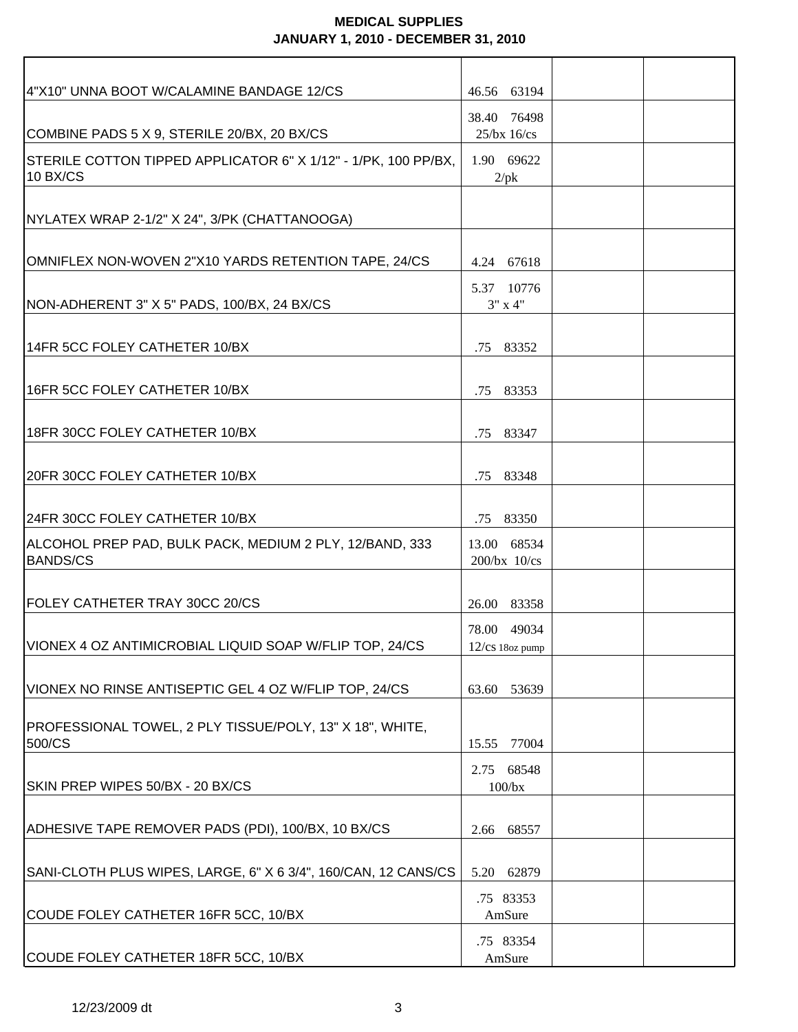# MEDICAL SUPPLIES
## JANUARY 1, 2010 - DECEMBER 31, 2010

| | | | |
|---|---|---|---|
| 4"X10" UNNA BOOT W/CALAMINE BANDAGE 12/CS | 46.56 63194 | | |
| COMBINE PADS 5 X 9, STERILE 20/BX, 20 BX/CS | 38.40 76498 25/bx 16/cs | | |
| STERILE COTTON TIPPED APPLICATOR 6" X 1/12" - 1/PK, 100 PP/BX, 10 BX/CS | 1.90 69622 2/pk | | |
| NYLATEX WRAP 2-1/2" X 24", 3/PK (CHATTANOOGA) | | | |
| OMNIFLEX NON-WOVEN 2"X10 YARDS RETENTION TAPE, 24/CS | 4.24 67618 | | |
| NON-ADHERENT 3" X 5" PADS, 100/BX, 24 BX/CS | 5.37 10776 3" x 4" | | |
| 14FR 5CC FOLEY CATHETER 10/BX | .75 83352 | | |
| 16FR 5CC FOLEY CATHETER 10/BX | .75 83353 | | |
| 18FR 30CC FOLEY CATHETER 10/BX | .75 83347 | | |
| 20FR 30CC FOLEY CATHETER 10/BX | .75 83348 | | |
| 24FR 30CC FOLEY CATHETER 10/BX | .75 83350 | | |
| ALCOHOL PREP PAD, BULK PACK, MEDIUM 2 PLY, 12/BAND, 333 BANDS/CS | 13.00 68534 200/bx 10/cs | | |
| FOLEY CATHETER TRAY 30CC 20/CS | 26.00 83358 | | |
| VIONEX 4 OZ ANTIMICROBIAL LIQUID SOAP W/FLIP TOP, 24/CS | 78.00 49034 12/cs 18oz pump | | |
| VIONEX NO RINSE ANTISEPTIC GEL 4 OZ W/FLIP TOP, 24/CS | 63.60 53639 | | |
| PROFESSIONAL TOWEL, 2 PLY TISSUE/POLY, 13" X 18", WHITE, 500/CS | 15.55 77004 | | |
| SKIN PREP WIPES 50/BX - 20 BX/CS | 2.75 68548 100/bx | | |
| ADHESIVE TAPE REMOVER PADS (PDI), 100/BX, 10 BX/CS | 2.66 68557 | | |
| SANI-CLOTH PLUS WIPES, LARGE, 6" X 6 3/4", 160/CAN, 12 CANS/CS | 5.20 62879 | | |
| COUDE FOLEY CATHETER 16FR 5CC, 10/BX | .75 83353 AmSure | | |
| COUDE FOLEY CATHETER 18FR 5CC, 10/BX | .75 83354 AmSure | | |

12/23/2009 dt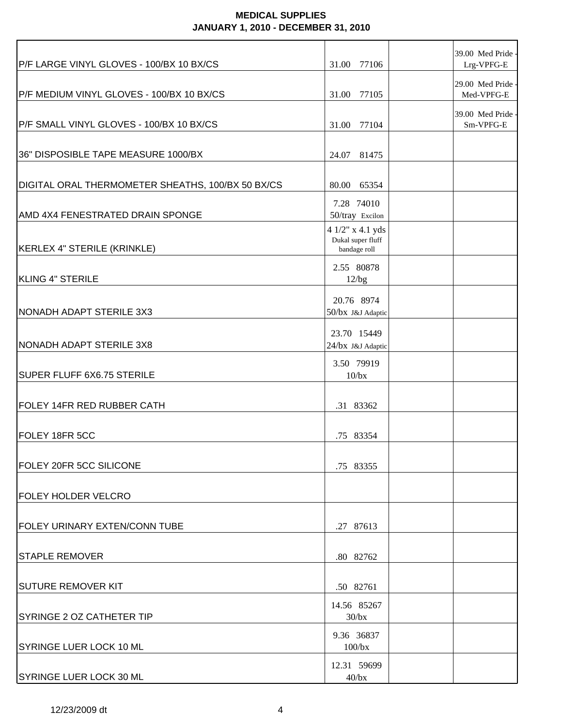**MEDICAL SUPPLIES**
**JANUARY 1, 2010 - DECEMBER 31, 2010**

| | | | |
|---|---|---|---|
| P/F LARGE VINYL GLOVES - 100/BX 10 BX/CS | 31.00 77106 | | 39.00 Med Pride - Lrg-VPFG-E |
| P/F MEDIUM VINYL GLOVES - 100/BX 10 BX/CS | 31.00 77105 | | 29.00 Med Pride - Med-VPFG-E |
| P/F SMALL VINYL GLOVES - 100/BX 10 BX/CS | 31.00 77104 | | 39.00 Med Pride - Sm-VPFG-E |
| 36" DISPOSIBLE TAPE MEASURE 1000/BX | 24.07 81475 | | |
| DIGITAL ORAL THERMOMETER SHEATHS, 100/BX 50 BX/CS | 80.00 65354 | | |
| AMD 4X4 FENESTRATED DRAIN SPONGE | 7.28 74010 50/tray Excilon | | |
| KERLEX 4" STERILE (KRINKLE) | 4 1/2" x 4.1 yds Dukal super fluff bandage roll | | |
| KLING 4" STERILE | 2.55 80878 12/bg | | |
| NONADH ADAPT STERILE 3X3 | 20.76 8974 50/bx J&J Adaptic | | |
| NONADH ADAPT STERILE 3X8 | 23.70 15449 24/bx J&J Adaptic | | |
| SUPER FLUFF 6X6.75 STERILE | 3.50 79919 10/bx | | |
| FOLEY 14FR RED RUBBER CATH | .31 83362 | | |
| FOLEY 18FR 5CC | .75 83354 | | |
| FOLEY 20FR 5CC SILICONE | .75 83355 | | |
| FOLEY HOLDER VELCRO | | | |
| FOLEY URINARY EXTEN/CONN TUBE | .27 87613 | | |
| STAPLE REMOVER | .80 82762 | | |
| SUTURE REMOVER KIT | .50 82761 | | |
| SYRINGE 2 OZ CATHETER TIP | 14.56 85267 30/bx | | |
| SYRINGE LUER LOCK 10 ML | 9.36 36837 100/bx | | |
| SYRINGE LUER LOCK 30 ML | 12.31 59699 40/bx | | |

12/23/2009 dt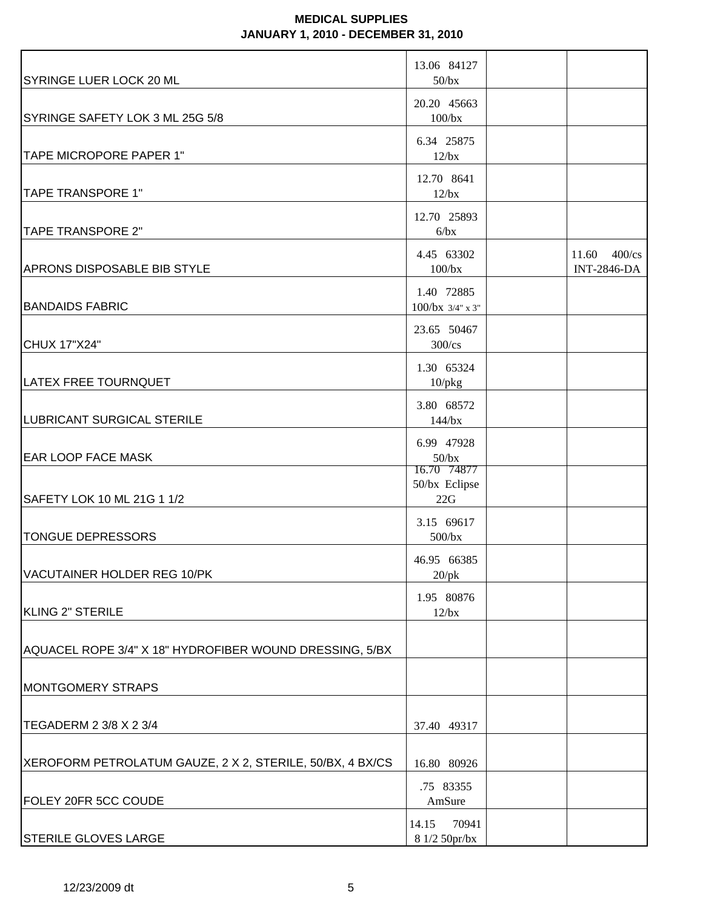**MEDICAL SUPPLIES**
**JANUARY 1, 2010 - DECEMBER 31, 2010**

| | | | |
|---|---|---|---|
| SYRINGE LUER LOCK 20 ML | 13.06 84127 50/bx | | |
| SYRINGE SAFETY LOK 3 ML 25G 5/8 | 20.20 45663 100/bx | | |
| TAPE MICROPORE PAPER 1" | 6.34 25875 12/bx | | |
| TAPE TRANSPORE 1" | 12.70 8641 12/bx | | |
| TAPE TRANSPORE 2" | 12.70 25893 6/bx | | |
| APRONS DISPOSABLE BIB STYLE | 4.45 63302 100/bx | | 11.60 400/cs INT-2846-DA |
| BANDAIDS FABRIC | 1.40 72885 100/bx 3/4" x 3" | | |
| CHUX 17"X24" | 23.65 50467 300/cs | | |
| LATEX FREE TOURNQUET | 1.30 65324 10/pkg | | |
| LUBRICANT SURGICAL STERILE | 3.80 68572 144/bx | | |
| EAR LOOP FACE MASK | 6.99 47928 50/bx | | |
| SAFETY LOK 10 ML 21G 1 1/2 | 16.70 74877 50/bx Eclipse 22G | | |
| TONGUE DEPRESSORS | 3.15 69617 500/bx | | |
| VACUTAINER HOLDER REG 10/PK | 46.95 66385 20/pk | | |
| KLING 2" STERILE | 1.95 80876 12/bx | | |
| AQUACEL ROPE 3/4" X 18" HYDROFIBER WOUND DRESSING, 5/BX | | | |
| MONTGOMERY STRAPS | | | |
| TEGADERM 2 3/8 X 2 3/4 | 37.40 49317 | | |
| XEROFORM PETROLATUM GAUZE, 2 X 2, STERILE, 50/BX, 4 BX/CS | 16.80 80926 | | |
| FOLEY 20FR 5CC COUDE | .75 83355 AmSure | | |
| STERILE GLOVES LARGE | 14.15 70941 8 1/2 50pr/bx | | |

12/23/2009 dt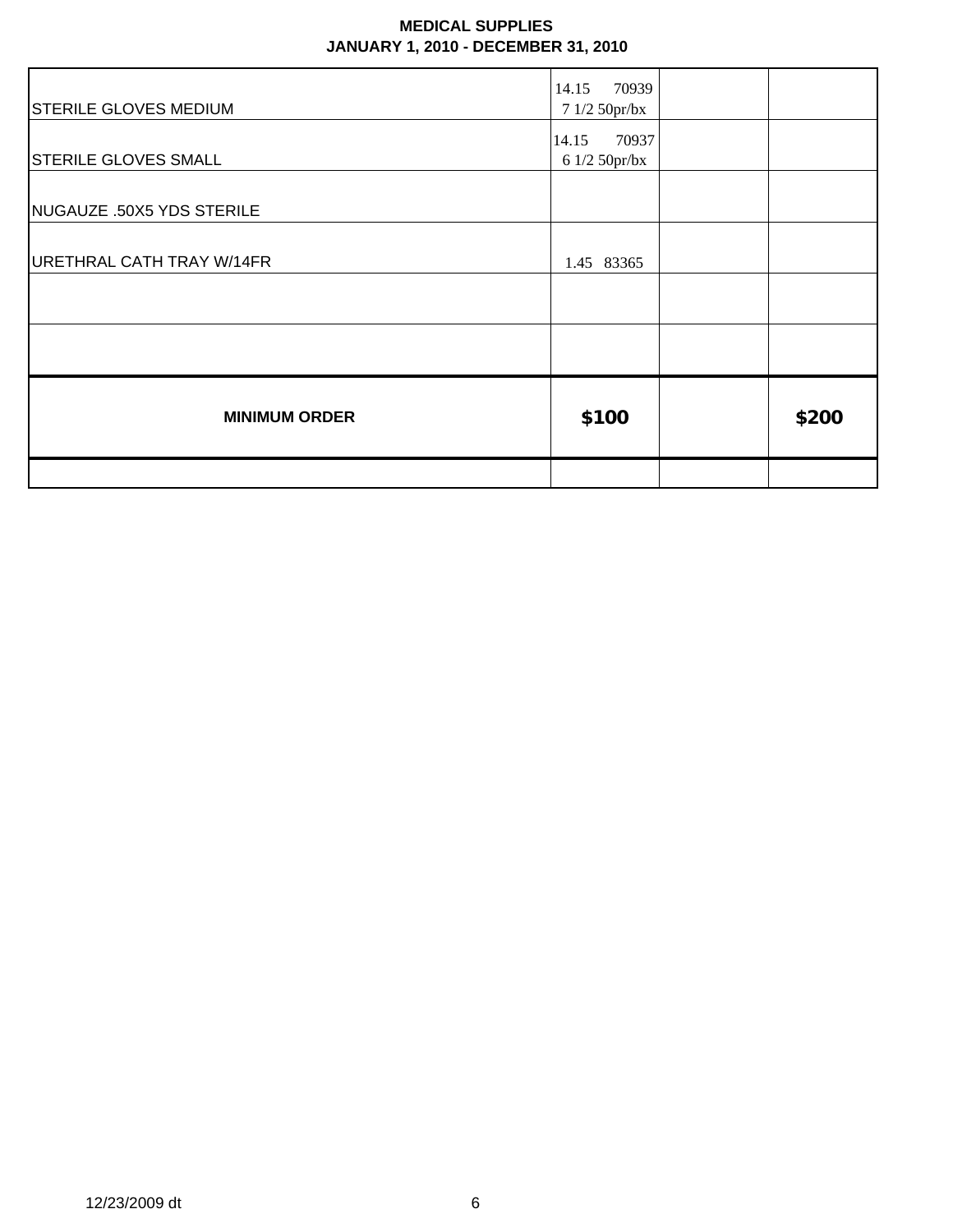**MEDICAL SUPPLIES**
**JANUARY 1, 2010 - DECEMBER 31, 2010**

| | | | |
|---|---|---|---|
| STERILE GLOVES MEDIUM | 14.15 70939 7 1/2 50pr/bx | | |
| STERILE GLOVES SMALL | 14.15 70937 6 1/2 50pr/bx | | |
| NUGAUZE .50X5 YDS STERILE | | | |
| URETHRAL CATH TRAY W/14FR | 1.45 83365 | | |
| | | | |
| | | | |
| **MINIMUM ORDER** | **$100** | | **$200** |
| | | | |

12/23/2009 dt